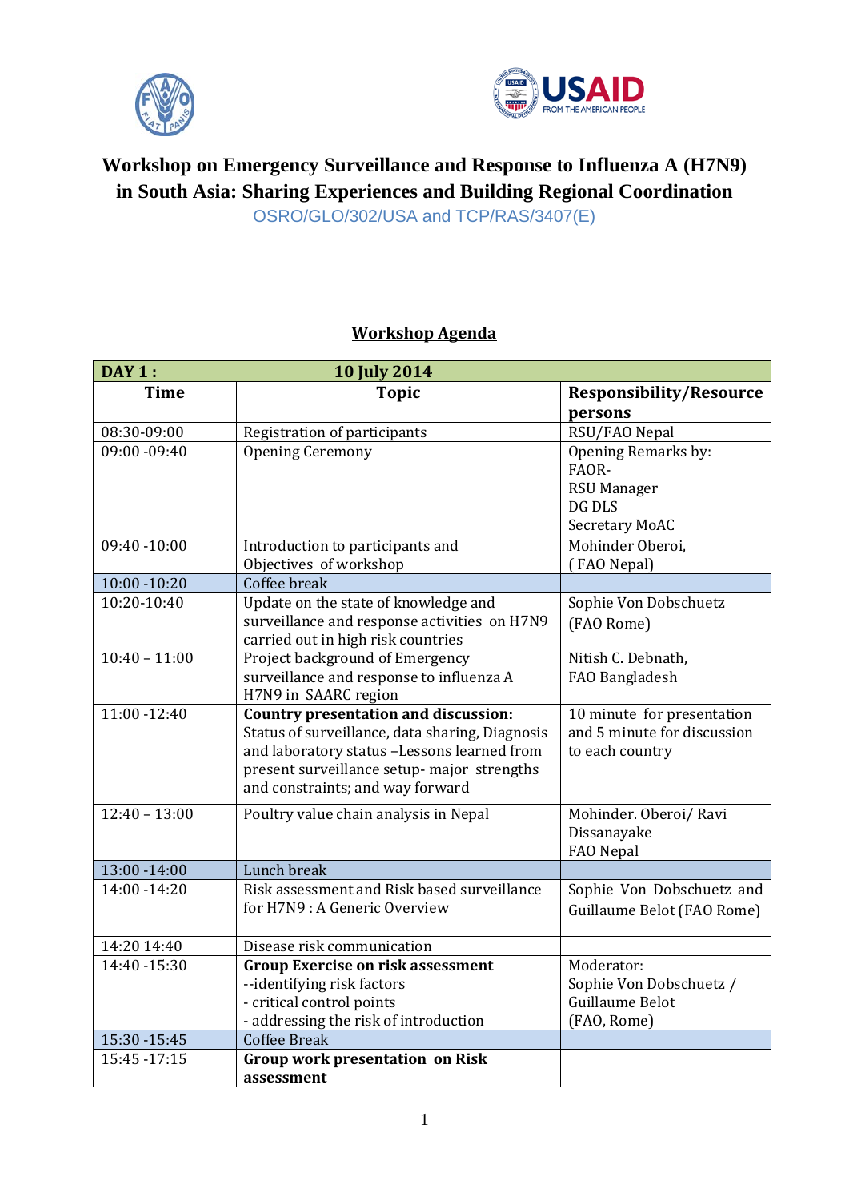# Workshop on Emergency Surveillance and Response to Influenza A (H7N9) in South Asia: Sharing Experiences and Building Regional Coordination

OSRO/GLO/302/USA and TCP/RAS/3407(E)

## Workshop Agenda

| DAY 1 : | 10 July 2014 | |
|---|---|---|
| **Time** | **Topic** | **Responsibility/Resource persons** |
| 08:30-09:00 | Registration of participants | RSU/FAO Nepal |
| 09:00 -09:40 | Opening Ceremony | Opening Remarks by:<br>FAOR-<br>RSU Manager<br>DG DLS<br>Secretary MoAC |
| 09:40 -10:00 | Introduction to participants and Objectives of workshop | Mohinder Oberoi,<br>( FAO Nepal) |
| 10:00 -10:20 | Coffee break | |
| 10:20-10:40 | Update on the state of knowledge and surveillance and response activities on H7N9 carried out in high risk countries | Sophie Von Dobschuetz<br>(FAO Rome) |
| 10:40 – 11:00 | Project background of Emergency surveillance and response to influenza A H7N9 in SAARC region | Nitish C. Debnath,<br>FAO Bangladesh |
| 11:00 -12:40 | **Country presentation and discussion:** Status of surveillance, data sharing, Diagnosis and laboratory status –Lessons learned from present surveillance setup- major strengths and constraints; and way forward | 10 minute for presentation and 5 minute for discussion to each country |
| 12:40 – 13:00 | Poultry value chain analysis in Nepal | Mohinder. Oberoi/ Ravi Dissanayake<br>FAO Nepal |
| 13:00 -14:00 | Lunch break | |
| 14:00 -14:20 | Risk assessment and Risk based surveillance for H7N9 : A Generic Overview | Sophie Von Dobschuetz and Guillaume Belot (FAO Rome) |
| 14:20 14:40 | Disease risk communication | |
| 14:40 -15:30 | **Group Exercise on risk assessment**<br>--identifying risk factors<br>- critical control points<br>- addressing the risk of introduction | Moderator:<br>Sophie Von Dobschuetz /<br>Guillaume Belot<br>(FAO, Rome) |
| 15:30 -15:45 | Coffee Break | |
| 15:45 -17:15 | **Group work presentation on Risk assessment** | |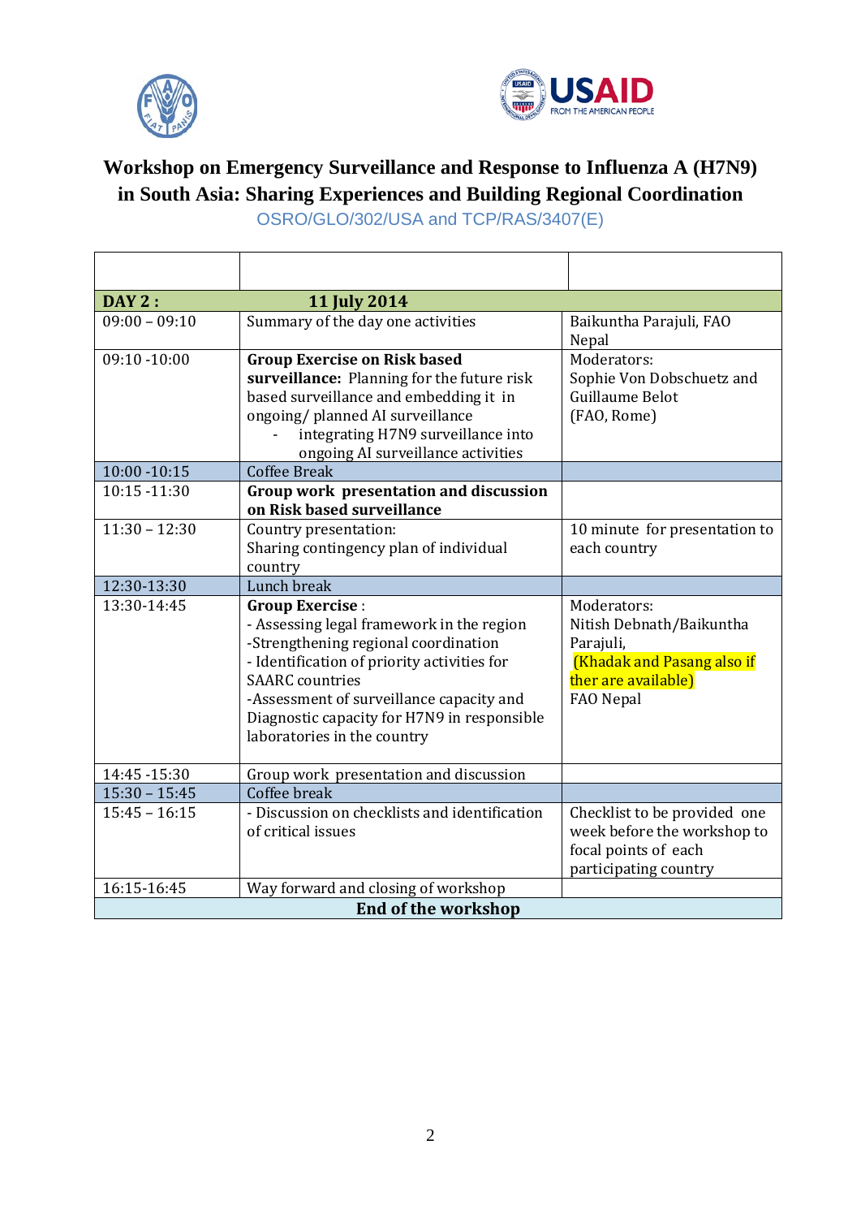**Workshop on Emergency Surveillance and Response to Influenza A (H7N9) in South Asia: Sharing Experiences and Building Regional Coordination**

OSRO/GLO/302/USA and TCP/RAS/3407(E)

| | | |
|---|---|---|
| **DAY 2 :** | **11 July 2014** | |
| 09:00 – 09:10 | Summary of the day one activities | Baikuntha Parajuli, FAO Nepal |
| 09:10 -10:00 | **Group Exercise on Risk based surveillance:** Planning for the future risk based surveillance and embedding it in ongoing/ planned AI surveillance<br>- integrating H7N9 surveillance into ongoing AI surveillance activities | Moderators:<br>Sophie Von Dobschuetz and Guillaume Belot<br>(FAO, Rome) |
| 10:00 -10:15 | Coffee Break | |
| 10:15 -11:30 | **Group work presentation and discussion on Risk based surveillance** | |
| 11:30 – 12:30 | Country presentation:<br>Sharing contingency plan of individual country | 10 minute for presentation to each country |
| 12:30-13:30 | Lunch break | |
| 13:30-14:45 | **Group Exercise** :<br>- Assessing legal framework in the region<br>-Strengthening regional coordination<br>- Identification of priority activities for SAARC countries<br>-Assessment of surveillance capacity and Diagnostic capacity for H7N9 in responsible laboratories in the country | Moderators:<br>Nitish Debnath/Baikuntha Parajuli,<br>(Khadak and Pasang also if ther are available)<br>FAO Nepal |
| 14:45 -15:30 | Group work presentation and discussion | |
| 15:30 – 15:45 | Coffee break | |
| 15:45 – 16:15 | - Discussion on checklists and identification of critical issues | Checklist to be provided one week before the workshop to focal points of each participating country |
| 16:15-16:45 | Way forward and closing of workshop | |
| **End of the workshop** | | |